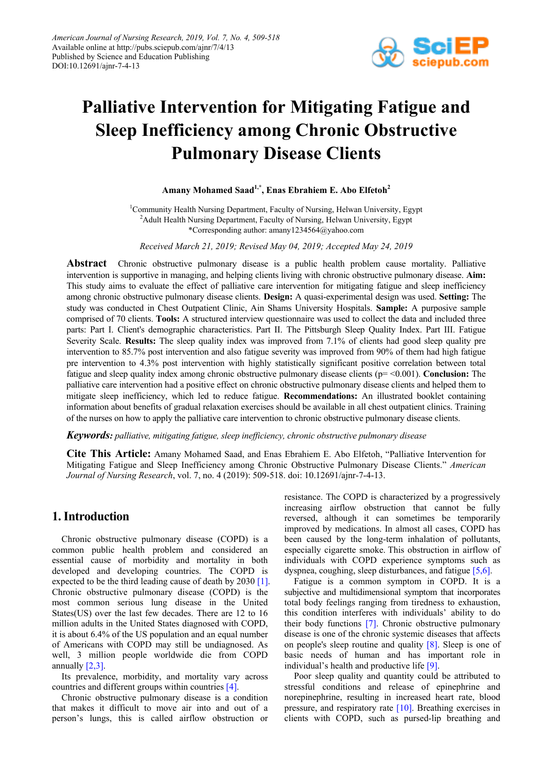American Journal of Nursing Research, 2019, Vol. 7, No. 4, 509-518
Available online at http://pubs.sciepub.com/ajnr/7/4/13
Published by Science and Education Publishing
DOI:10.12691/ajnr-7-4-13

# Palliative Intervention for Mitigating Fatigue and Sleep Inefficiency among Chronic Obstructive Pulmonary Disease Clients

**Amany Mohamed Saad[1,*], Enas Ebrahiem E. Abo Elfetoh[2]**

[1]Community Health Nursing Department, Faculty of Nursing, Helwan University, Egypt
[2]Adult Health Nursing Department, Faculty of Nursing, Helwan University, Egypt
*Corresponding author: amany1234564@yahoo.com

*Received March 21, 2019; Revised May 04, 2019; Accepted May 24, 2019*

**Abstract** Chronic obstructive pulmonary disease is a public health problem cause mortality. Palliative intervention is supportive in managing, and helping clients living with chronic obstructive pulmonary disease. **Aim:** This study aims to evaluate the effect of palliative care intervention for mitigating fatigue and sleep inefficiency among chronic obstructive pulmonary disease clients. **Design:** A quasi-experimental design was used. **Setting:** The study was conducted in Chest Outpatient Clinic, Ain Shams University Hospitals. **Sample:** A purposive sample comprised of 70 clients. **Tools:** A structured interview questionnaire was used to collect the data and included three parts: Part I. Client's demographic characteristics. Part II. The Pittsburgh Sleep Quality Index. Part III. Fatigue Severity Scale. **Results:** The sleep quality index was improved from 7.1% of clients had good sleep quality pre intervention to 85.7% post intervention and also fatigue severity was improved from 90% of them had high fatigue pre intervention to 4.3% post intervention with highly statistically significant positive correlation between total fatigue and sleep quality index among chronic obstructive pulmonary disease clients ($p = <0.001$). **Conclusion:** The palliative care intervention had a positive effect on chronic obstructive pulmonary disease clients and helped them to mitigate sleep inefficiency, which led to reduce fatigue. **Recommendations:** An illustrated booklet containing information about benefits of gradual relaxation exercises should be available in all chest outpatient clinics. Training of the nurses on how to apply the palliative care intervention to chronic obstructive pulmonary disease clients.

***Keywords:*** *palliative, mitigating fatigue, sleep inefficiency, chronic obstructive pulmonary disease*

**Cite This Article:** Amany Mohamed Saad, and Enas Ebrahiem E. Abo Elfetoh, "Palliative Intervention for Mitigating Fatigue and Sleep Inefficiency among Chronic Obstructive Pulmonary Disease Clients." *American Journal of Nursing Research*, vol. 7, no. 4 (2019): 509-518. doi: 10.12691/ajnr-7-4-13.

## 1. Introduction

Chronic obstructive pulmonary disease (COPD) is a common public health problem and considered an essential cause of morbidity and mortality in both developed and developing countries. The COPD is expected to be the third leading cause of death by 2030 [1]. Chronic obstructive pulmonary disease (COPD) is the most common serious lung disease in the United States(US) over the last few decades. There are 12 to 16 million adults in the United States diagnosed with COPD, it is about 6.4% of the US population and an equal number of Americans with COPD may still be undiagnosed. As well, 3 million people worldwide die from COPD annually [2,3].

Its prevalence, morbidity, and mortality vary across countries and different groups within countries [4].

Chronic obstructive pulmonary disease is a condition that makes it difficult to move air into and out of a person's lungs, this is called airflow obstruction or resistance. The COPD is characterized by a progressively increasing airflow obstruction that cannot be fully reversed, although it can sometimes be temporarily improved by medications. In almost all cases, COPD has been caused by the long-term inhalation of pollutants, especially cigarette smoke. This obstruction in airflow of individuals with COPD experience symptoms such as dyspnea, coughing, sleep disturbances, and fatigue [5,6].

Fatigue is a common symptom in COPD. It is a subjective and multidimensional symptom that incorporates total body feelings ranging from tiredness to exhaustion, this condition interferes with individuals' ability to do their body functions [7]. Chronic obstructive pulmonary disease is one of the chronic systemic diseases that affects on people's sleep routine and quality [8]. Sleep is one of basic needs of human and has important role in individual's health and productive life [9].

Poor sleep quality and quantity could be attributed to stressful conditions and release of epinephrine and norepinephrine, resulting in increased heart rate, blood pressure, and respiratory rate [10]. Breathing exercises in clients with COPD, such as pursed-lip breathing and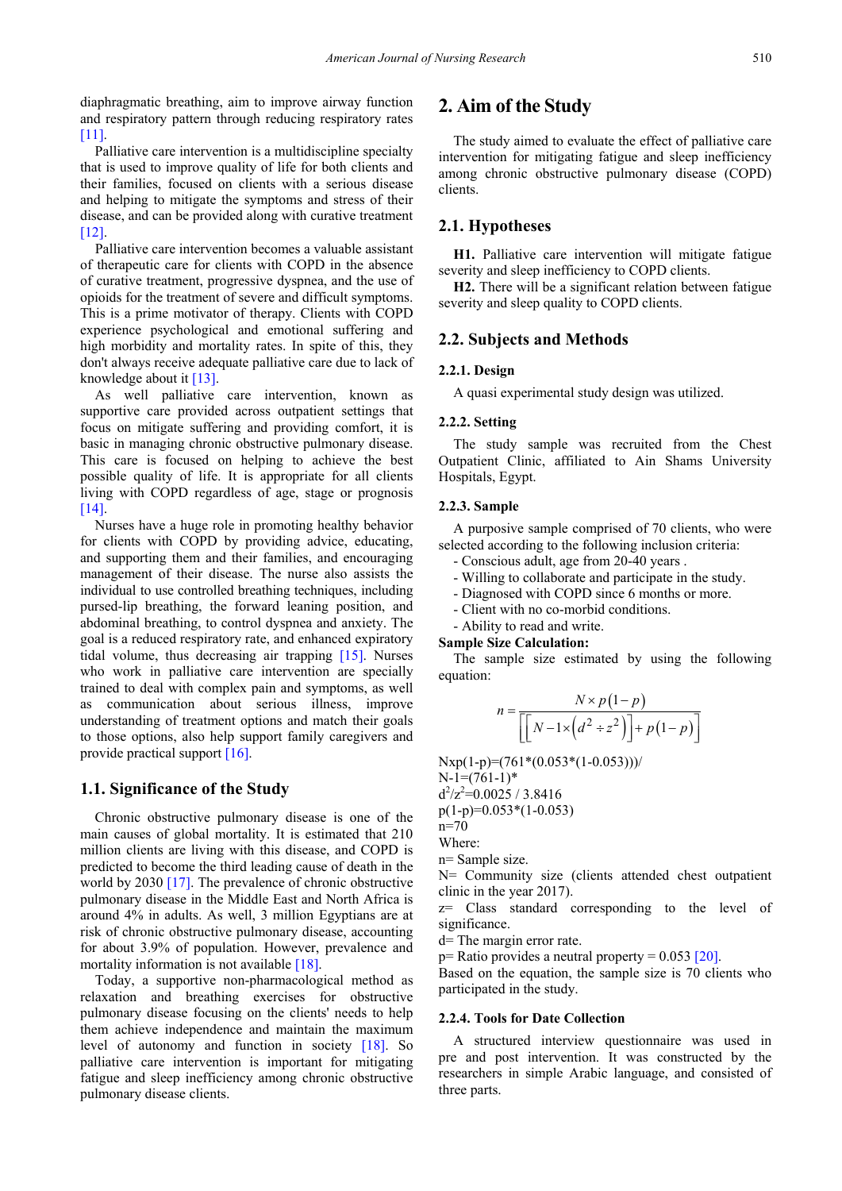diaphragmatic breathing, aim to improve airway function and respiratory pattern through reducing respiratory rates [11].

Palliative care intervention is a multidiscipline specialty that is used to improve quality of life for both clients and their families, focused on clients with a serious disease and helping to mitigate the symptoms and stress of their disease, and can be provided along with curative treatment [12].

Palliative care intervention becomes a valuable assistant of therapeutic care for clients with COPD in the absence of curative treatment, progressive dyspnea, and the use of opioids for the treatment of severe and difficult symptoms. This is a prime motivator of therapy. Clients with COPD experience psychological and emotional suffering and high morbidity and mortality rates. In spite of this, they don't always receive adequate palliative care due to lack of knowledge about it [13].

As well palliative care intervention, known as supportive care provided across outpatient settings that focus on mitigate suffering and providing comfort, it is basic in managing chronic obstructive pulmonary disease. This care is focused on helping to achieve the best possible quality of life. It is appropriate for all clients living with COPD regardless of age, stage or prognosis [14].

Nurses have a huge role in promoting healthy behavior for clients with COPD by providing advice, educating, and supporting them and their families, and encouraging management of their disease. The nurse also assists the individual to use controlled breathing techniques, including pursed-lip breathing, the forward leaning position, and abdominal breathing, to control dyspnea and anxiety. The goal is a reduced respiratory rate, and enhanced expiratory tidal volume, thus decreasing air trapping [15]. Nurses who work in palliative care intervention are specially trained to deal with complex pain and symptoms, as well as communication about serious illness, improve understanding of treatment options and match their goals to those options, also help support family caregivers and provide practical support [16].

## 1.1. Significance of the Study

Chronic obstructive pulmonary disease is one of the main causes of global mortality. It is estimated that 210 million clients are living with this disease, and COPD is predicted to become the third leading cause of death in the world by 2030 [17]. The prevalence of chronic obstructive pulmonary disease in the Middle East and North Africa is around 4% in adults. As well, 3 million Egyptians are at risk of chronic obstructive pulmonary disease, accounting for about 3.9% of population. However, prevalence and mortality information is not available [18].

Today, a supportive non-pharmacological method as relaxation and breathing exercises for obstructive pulmonary disease focusing on the clients' needs to help them achieve independence and maintain the maximum level of autonomy and function in society [18]. So palliative care intervention is important for mitigating fatigue and sleep inefficiency among chronic obstructive pulmonary disease clients.

# 2. Aim of the Study

The study aimed to evaluate the effect of palliative care intervention for mitigating fatigue and sleep inefficiency among chronic obstructive pulmonary disease (COPD) clients.

## 2.1. Hypotheses

**H1.** Palliative care intervention will mitigate fatigue severity and sleep inefficiency to COPD clients.

**H2.** There will be a significant relation between fatigue severity and sleep quality to COPD clients.

## 2.2. Subjects and Methods

### 2.2.1. Design

A quasi experimental study design was utilized.

### 2.2.2. Setting

The study sample was recruited from the Chest Outpatient Clinic, affiliated to Ain Shams University Hospitals, Egypt.

### 2.2.3. Sample

A purposive sample comprised of 70 clients, who were selected according to the following inclusion criteria:

- Conscious adult, age from 20-40 years .
- Willing to collaborate and participate in the study.
- Diagnosed with COPD since 6 months or more.
- Client with no co-morbid conditions.
- Ability to read and write.

**Sample Size Calculation:**

The sample size estimated by using the following equation:

$$n = \frac{N \times p(1-p)}{\left[\left[N-1 \times \left(d^2 \div z^2\right)\right] + p(1-p)\right]}$$

Nxp(1-p)=(761*(0.053*(1-0.053)))/
N-1=(761-1)*
$d^2/z^2$=0.0025 / 3.8416
p(1-p)=0.053*(1-0.053)
n=70

Where:

n= Sample size.
N= Community size (clients attended chest outpatient clinic in the year 2017).
z= Class standard corresponding to the level of significance.
d= The margin error rate.
p= Ratio provides a neutral property = 0.053 [20].

Based on the equation, the sample size is 70 clients who participated in the study.

### 2.2.4. Tools for Date Collection

A structured interview questionnaire was used in pre and post intervention. It was constructed by the researchers in simple Arabic language, and consisted of three parts.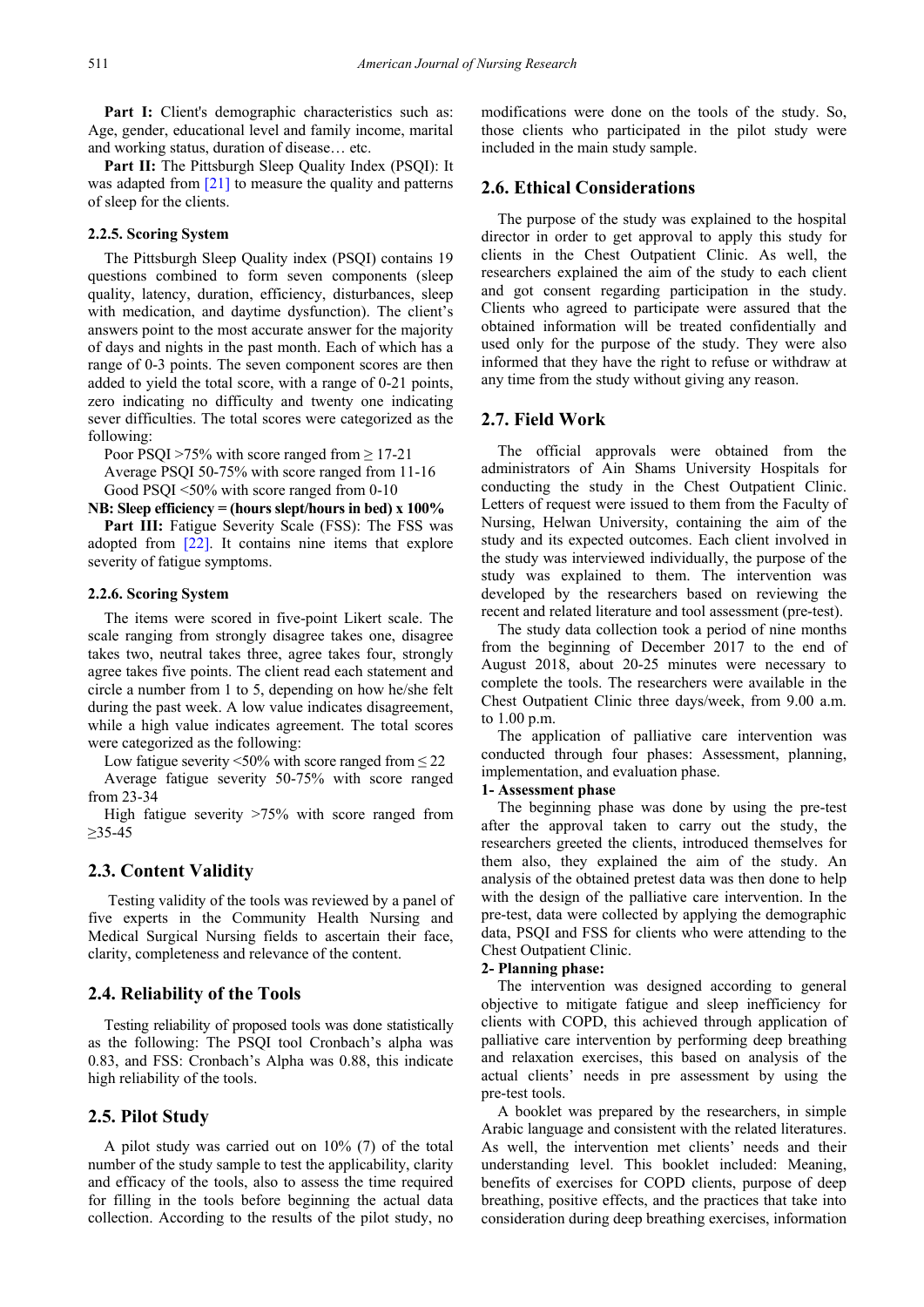**Part I:** Client's demographic characteristics such as: Age, gender, educational level and family income, marital and working status, duration of disease… etc.

**Part II:** The Pittsburgh Sleep Quality Index (PSQI): It was adapted from [21] to measure the quality and patterns of sleep for the clients.

#### 2.2.5. Scoring System

The Pittsburgh Sleep Quality index (PSQI) contains 19 questions combined to form seven components (sleep quality, latency, duration, efficiency, disturbances, sleep with medication, and daytime dysfunction). The client's answers point to the most accurate answer for the majority of days and nights in the past month. Each of which has a range of 0-3 points. The seven component scores are then added to yield the total score, with a range of 0-21 points, zero indicating no difficulty and twenty one indicating sever difficulties. The total scores were categorized as the following:

Poor PSQI >75% with score ranged from ≥ 17-21
Average PSQI 50-75% with score ranged from 11-16
Good PSQI <50% with score ranged from 0-10

**NB: Sleep efficiency = (hours slept/hours in bed) x 100%**

**Part III:** Fatigue Severity Scale (FSS): The FSS was adopted from [22]. It contains nine items that explore severity of fatigue symptoms.

#### 2.2.6. Scoring System

The items were scored in five-point Likert scale. The scale ranging from strongly disagree takes one, disagree takes two, neutral takes three, agree takes four, strongly agree takes five points. The client read each statement and circle a number from 1 to 5, depending on how he/she felt during the past week. A low value indicates disagreement, while a high value indicates agreement. The total scores were categorized as the following:

Low fatigue severity <50% with score ranged from ≤ 22
Average fatigue severity 50-75% with score ranged from 23-34
High fatigue severity >75% with score ranged from ≥35-45

## 2.3. Content Validity

Testing validity of the tools was reviewed by a panel of five experts in the Community Health Nursing and Medical Surgical Nursing fields to ascertain their face, clarity, completeness and relevance of the content.

## 2.4. Reliability of the Tools

Testing reliability of proposed tools was done statistically as the following: The PSQI tool Cronbach's alpha was 0.83, and FSS: Cronbach's Alpha was 0.88, this indicate high reliability of the tools.

## 2.5. Pilot Study

A pilot study was carried out on 10% (7) of the total number of the study sample to test the applicability, clarity and efficacy of the tools, also to assess the time required for filling in the tools before beginning the actual data collection. According to the results of the pilot study, no modifications were done on the tools of the study. So, those clients who participated in the pilot study were included in the main study sample.

## 2.6. Ethical Considerations

The purpose of the study was explained to the hospital director in order to get approval to apply this study for clients in the Chest Outpatient Clinic. As well, the researchers explained the aim of the study to each client and got consent regarding participation in the study. Clients who agreed to participate were assured that the obtained information will be treated confidentially and used only for the purpose of the study. They were also informed that they have the right to refuse or withdraw at any time from the study without giving any reason.

## 2.7. Field Work

The official approvals were obtained from the administrators of Ain Shams University Hospitals for conducting the study in the Chest Outpatient Clinic. Letters of request were issued to them from the Faculty of Nursing, Helwan University, containing the aim of the study and its expected outcomes. Each client involved in the study was interviewed individually, the purpose of the study was explained to them. The intervention was developed by the researchers based on reviewing the recent and related literature and tool assessment (pre-test).

The study data collection took a period of nine months from the beginning of December 2017 to the end of August 2018, about 20-25 minutes were necessary to complete the tools. The researchers were available in the Chest Outpatient Clinic three days/week, from 9.00 a.m. to 1.00 p.m.

The application of palliative care intervention was conducted through four phases: Assessment, planning, implementation, and evaluation phase.

**1- Assessment phase**

The beginning phase was done by using the pre-test after the approval taken to carry out the study, the researchers greeted the clients, introduced themselves for them also, they explained the aim of the study. An analysis of the obtained pretest data was then done to help with the design of the palliative care intervention. In the pre-test, data were collected by applying the demographic data, PSQI and FSS for clients who were attending to the Chest Outpatient Clinic.

**2- Planning phase:**

The intervention was designed according to general objective to mitigate fatigue and sleep inefficiency for clients with COPD, this achieved through application of palliative care intervention by performing deep breathing and relaxation exercises, this based on analysis of the actual clients' needs in pre assessment by using the pre-test tools.

A booklet was prepared by the researchers, in simple Arabic language and consistent with the related literatures. As well, the intervention met clients' needs and their understanding level. This booklet included: Meaning, benefits of exercises for COPD clients, purpose of deep breathing, positive effects, and the practices that take into consideration during deep breathing exercises, information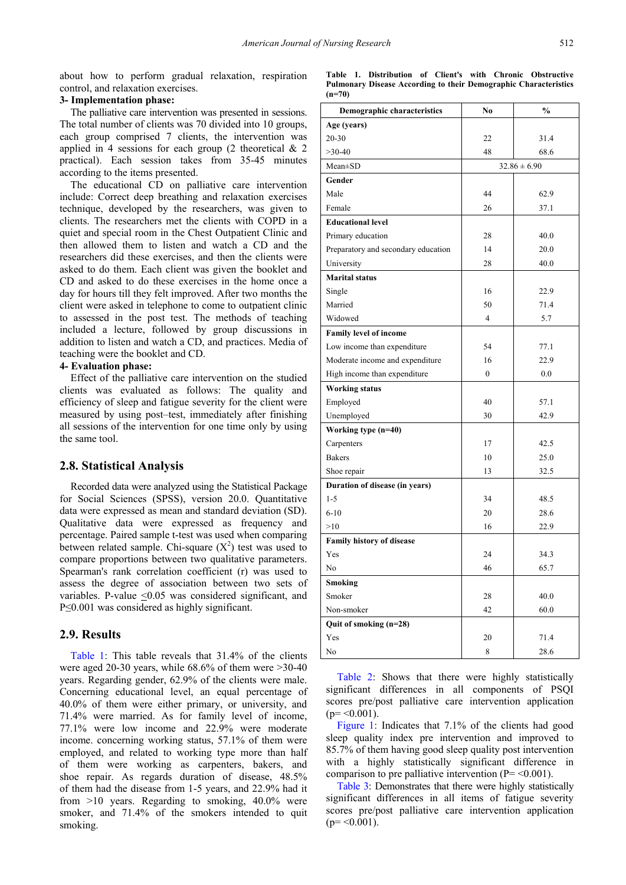about how to perform gradual relaxation, respiration control, and relaxation exercises.

**3- Implementation phase:**

The palliative care intervention was presented in sessions. The total number of clients was 70 divided into 10 groups, each group comprised 7 clients, the intervention was applied in 4 sessions for each group (2 theoretical & 2 practical). Each session takes from 35-45 minutes according to the items presented.

The educational CD on palliative care intervention include: Correct deep breathing and relaxation exercises technique, developed by the researchers, was given to clients. The researchers met the clients with COPD in a quiet and special room in the Chest Outpatient Clinic and then allowed them to listen and watch a CD and the researchers did these exercises, and then the clients were asked to do them. Each client was given the booklet and CD and asked to do these exercises in the home once a day for hours till they felt improved. After two months the client were asked in telephone to come to outpatient clinic to assessed in the post test. The methods of teaching included a lecture, followed by group discussions in addition to listen and watch a CD, and practices. Media of teaching were the booklet and CD.

**4- Evaluation phase:**

Effect of the palliative care intervention on the studied clients was evaluated as follows: The quality and efficiency of sleep and fatigue severity for the client were measured by using post–test, immediately after finishing all sessions of the intervention for one time only by using the same tool.

## 2.8. Statistical Analysis

Recorded data were analyzed using the Statistical Package for Social Sciences (SPSS), version 20.0. Quantitative data were expressed as mean and standard deviation (SD). Qualitative data were expressed as frequency and percentage. Paired sample t-test was used when comparing between related sample. Chi-square ($X^2$) test was used to compare proportions between two qualitative parameters. Spearman's rank correlation coefficient (r) was used to assess the degree of association between two sets of variables. P-value $\leq$0.05 was considered significant, and P$\leq$0.001 was considered as highly significant.

## 2.9. Results

Table 1: This table reveals that 31.4% of the clients were aged 20-30 years, while 68.6% of them were >30-40 years. Regarding gender, 62.9% of the clients were male. Concerning educational level, an equal percentage of 40.0% of them were either primary, or university, and 71.4% were married. As for family level of income, 77.1% were low income and 22.9% were moderate income. concerning working status, 57.1% of them were employed, and related to working type more than half of them were working as carpenters, bakers, and shoe repair. As regards duration of disease, 48.5% of them had the disease from 1-5 years, and 22.9% had it from >10 years. Regarding to smoking, 40.0% were smoker, and 71.4% of the smokers intended to quit smoking.

**Table 1. Distribution of Client's with Chronic Obstructive Pulmonary Disease According to their Demographic Characteristics (n=70)**

| Demographic characteristics | No | % |
|---|---|---|
| **Age (years)** | | |
| 20-30 | 22 | 31.4 |
| >30-40 | 48 | 68.6 |
| Mean±SD | 32.86 ± 6.90 | |
| **Gender** | | |
| Male | 44 | 62.9 |
| Female | 26 | 37.1 |
| **Educational level** | | |
| Primary education | 28 | 40.0 |
| Preparatory and secondary education | 14 | 20.0 |
| University | 28 | 40.0 |
| **Marital status** | | |
| Single | 16 | 22.9 |
| Married | 50 | 71.4 |
| Widowed | 4 | 5.7 |
| **Family level of income** | | |
| Low income than expenditure | 54 | 77.1 |
| Moderate income and expenditure | 16 | 22.9 |
| High income than expenditure | 0 | 0.0 |
| **Working status** | | |
| Employed | 40 | 57.1 |
| Unemployed | 30 | 42.9 |
| **Working type (n=40)** | | |
| Carpenters | 17 | 42.5 |
| Bakers | 10 | 25.0 |
| Shoe repair | 13 | 32.5 |
| **Duration of disease (in years)** | | |
| 1-5 | 34 | 48.5 |
| 6-10 | 20 | 28.6 |
| >10 | 16 | 22.9 |
| **Family history of disease** | | |
| Yes | 24 | 34.3 |
| No | 46 | 65.7 |
| **Smoking** | | |
| Smoker | 28 | 40.0 |
| Non-smoker | 42 | 60.0 |
| **Quit of smoking (n=28)** | | |
| Yes | 20 | 71.4 |
| No | 8 | 28.6 |

Table 2: Shows that there were highly statistically significant differences in all components of PSQI scores pre/post palliative care intervention application (p= <0.001).

Figure 1: Indicates that 7.1% of the clients had good sleep quality index pre intervention and improved to 85.7% of them having good sleep quality post intervention with a highly statistically significant difference in comparison to pre palliative intervention (P= <0.001).

Table 3: Demonstrates that there were highly statistically significant differences in all items of fatigue severity scores pre/post palliative care intervention application (p= <0.001).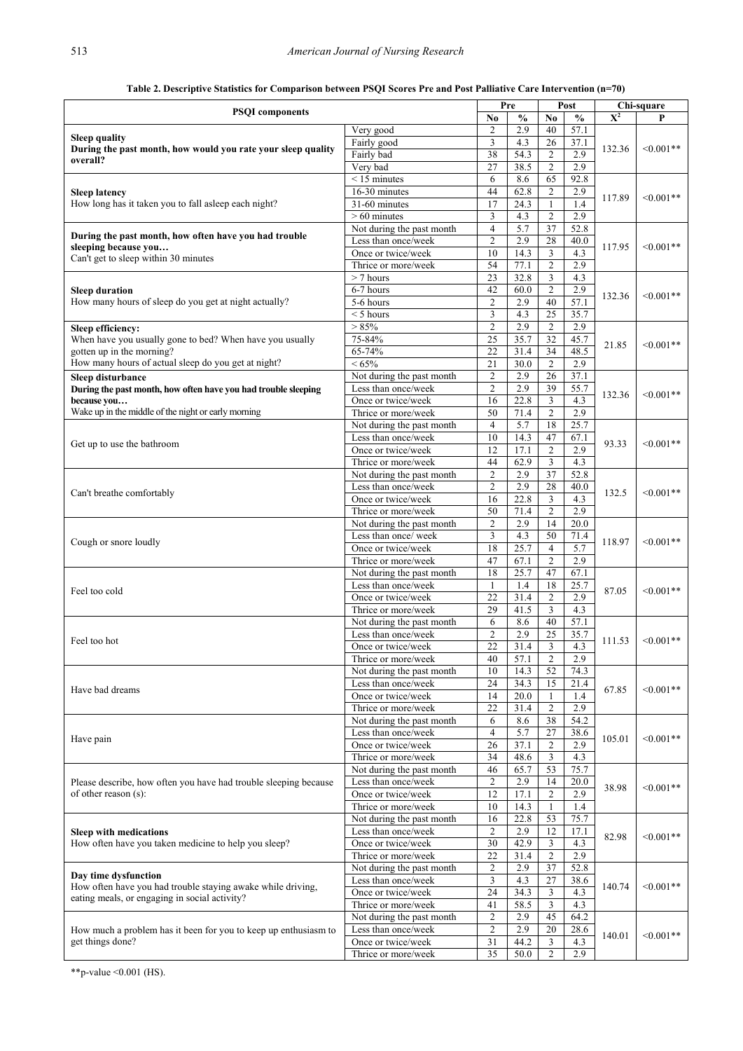**Table 2. Descriptive Statistics for Comparison between PSQI Scores Pre and Post Palliative Care Intervention (n=70)**

| PSQI components | | Pre | | Post | | Chi-square | |
|---|---|---|---|---|---|---|---|
| | | No | % | No | % | $X^2$ | P |
| **Sleep quality** **During the past month, how would you rate your sleep quality overall?** | Very good | 2 | 2.9 | 40 | 57.1 | 132.36 | <0.001** |
| | Fairly good | 3 | 4.3 | 26 | 37.1 | | |
| | Fairly bad | 38 | 54.3 | 2 | 2.9 | | |
| | Very bad | 27 | 38.5 | 2 | 2.9 | | |
| **Sleep latency** How long has it taken you to fall asleep each night? | < 15 minutes | 6 | 8.6 | 65 | 92.8 | 117.89 | <0.001** |
| | 16-30 minutes | 44 | 62.8 | 2 | 2.9 | | |
| | 31-60 minutes | 17 | 24.3 | 1 | 1.4 | | |
| | > 60 minutes | 3 | 4.3 | 2 | 2.9 | | |
| **During the past month, how often have you had trouble sleeping because you…** Can't get to sleep within 30 minutes | Not during the past month | 4 | 5.7 | 37 | 52.8 | 117.95 | <0.001** |
| | Less than once/week | 2 | 2.9 | 28 | 40.0 | | |
| | Once or twice/week | 10 | 14.3 | 3 | 4.3 | | |
| | Thrice or more/week | 54 | 77.1 | 2 | 2.9 | | |
| **Sleep duration** How many hours of sleep do you get at night actually? | > 7 hours | 23 | 32.8 | 3 | 4.3 | 132.36 | <0.001** |
| | 6-7 hours | 42 | 60.0 | 2 | 2.9 | | |
| | 5-6 hours | 2 | 2.9 | 40 | 57.1 | | |
| | < 5 hours | 3 | 4.3 | 25 | 35.7 | | |
| **Sleep efficiency:** When have you usually gone to bed? When have you usually gotten up in the morning? How many hours of actual sleep do you get at night? | > 85% | 2 | 2.9 | 2 | 2.9 | 21.85 | <0.001** |
| | 75-84% | 25 | 35.7 | 32 | 45.7 | | |
| | 65-74% | 22 | 31.4 | 34 | 48.5 | | |
| | < 65% | 21 | 30.0 | 2 | 2.9 | | |
| **Sleep disturbance** **During the past month, how often have you had trouble sleeping because you…** Wake up in the middle of the night or early morning | Not during the past month | 2 | 2.9 | 26 | 37.1 | 132.36 | <0.001** |
| | Less than once/week | 2 | 2.9 | 39 | 55.7 | | |
| | Once or twice/week | 16 | 22.8 | 3 | 4.3 | | |
| | Thrice or more/week | 50 | 71.4 | 2 | 2.9 | | |
| Get up to use the bathroom | Not during the past month | 4 | 5.7 | 18 | 25.7 | 93.33 | <0.001** |
| | Less than once/week | 10 | 14.3 | 47 | 67.1 | | |
| | Once or twice/week | 12 | 17.1 | 2 | 2.9 | | |
| | Thrice or more/week | 44 | 62.9 | 3 | 4.3 | | |
| Can't breathe comfortably | Not during the past month | 2 | 2.9 | 37 | 52.8 | 132.5 | <0.001** |
| | Less than once/week | 2 | 2.9 | 28 | 40.0 | | |
| | Once or twice/week | 16 | 22.8 | 3 | 4.3 | | |
| | Thrice or more/week | 50 | 71.4 | 2 | 2.9 | | |
| Cough or snore loudly | Not during the past month | 2 | 2.9 | 14 | 20.0 | 118.97 | <0.001** |
| | Less than once/ week | 3 | 4.3 | 50 | 71.4 | | |
| | Once or twice/week | 18 | 25.7 | 4 | 5.7 | | |
| | Thrice or more/week | 47 | 67.1 | 2 | 2.9 | | |
| Feel too cold | Not during the past month | 18 | 25.7 | 47 | 67.1 | 87.05 | <0.001** |
| | Less than once/week | 1 | 1.4 | 18 | 25.7 | | |
| | Once or twice/week | 22 | 31.4 | 2 | 2.9 | | |
| | Thrice or more/week | 29 | 41.5 | 3 | 4.3 | | |
| Feel too hot | Not during the past month | 6 | 8.6 | 40 | 57.1 | 111.53 | <0.001** |
| | Less than once/week | 2 | 2.9 | 25 | 35.7 | | |
| | Once or twice/week | 22 | 31.4 | 3 | 4.3 | | |
| | Thrice or more/week | 40 | 57.1 | 2 | 2.9 | | |
| Have bad dreams | Not during the past month | 10 | 14.3 | 52 | 74.3 | 67.85 | <0.001** |
| | Less than once/week | 24 | 34.3 | 15 | 21.4 | | |
| | Once or twice/week | 14 | 20.0 | 1 | 1.4 | | |
| | Thrice or more/week | 22 | 31.4 | 2 | 2.9 | | |
| Have pain | Not during the past month | 6 | 8.6 | 38 | 54.2 | 105.01 | <0.001** |
| | Less than once/week | 4 | 5.7 | 27 | 38.6 | | |
| | Once or twice/week | 26 | 37.1 | 2 | 2.9 | | |
| | Thrice or more/week | 34 | 48.6 | 3 | 4.3 | | |
| Please describe, how often you have had trouble sleeping because of other reason (s): | Not during the past month | 46 | 65.7 | 53 | 75.7 | 38.98 | <0.001** |
| | Less than once/week | 2 | 2.9 | 14 | 20.0 | | |
| | Once or twice/week | 12 | 17.1 | 2 | 2.9 | | |
| | Thrice or more/week | 10 | 14.3 | 1 | 1.4 | | |
| **Sleep with medications** How often have you taken medicine to help you sleep? | Not during the past month | 16 | 22.8 | 53 | 75.7 | 82.98 | <0.001** |
| | Less than once/week | 2 | 2.9 | 12 | 17.1 | | |
| | Once or twice/week | 30 | 42.9 | 3 | 4.3 | | |
| | Thrice or more/week | 22 | 31.4 | 2 | 2.9 | | |
| **Day time dysfunction** How often have you had trouble staying awake while driving, eating meals, or engaging in social activity? | Not during the past month | 2 | 2.9 | 37 | 52.8 | 140.74 | <0.001** |
| | Less than once/week | 3 | 4.3 | 27 | 38.6 | | |
| | Once or twice/week | 24 | 34.3 | 3 | 4.3 | | |
| | Thrice or more/week | 41 | 58.5 | 3 | 4.3 | | |
| How much a problem has it been for you to keep up enthusiasm to get things done? | Not during the past month | 2 | 2.9 | 45 | 64.2 | 140.01 | <0.001** |
| | Less than once/week | 2 | 2.9 | 20 | 28.6 | | |
| | Once or twice/week | 31 | 44.2 | 3 | 4.3 | | |
| | Thrice or more/week | 35 | 50.0 | 2 | 2.9 | | |

**p-value <0.001 (HS).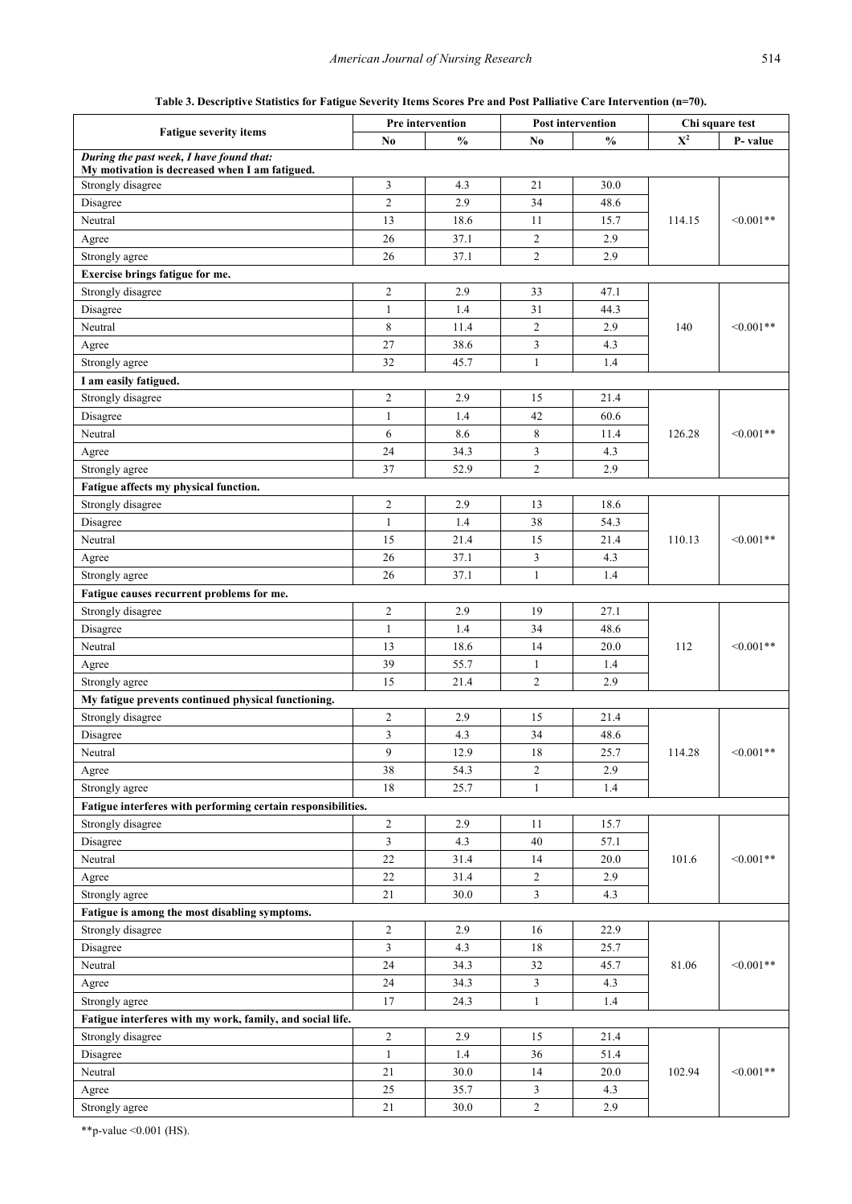**Table 3. Descriptive Statistics for Fatigue Severity Items Scores Pre and Post Palliative Care Intervention (n=70).**

| Fatigue severity items | Pre intervention | | Post intervention | | Chi square test | |
|---|---|---|---|---|---|---|
| | No | % | No | % | $X^2$ | P- value |
| ***During the past week, I have found that:* My motivation is decreased when I am fatigued.** | | | | | | |
| Strongly disagree | 3 | 4.3 | 21 | 30.0 | 114.15 | <0.001** |
| Disagree | 2 | 2.9 | 34 | 48.6 | | |
| Neutral | 13 | 18.6 | 11 | 15.7 | | |
| Agree | 26 | 37.1 | 2 | 2.9 | | |
| Strongly agree | 26 | 37.1 | 2 | 2.9 | | |
| **Exercise brings fatigue for me.** | | | | | | |
| Strongly disagree | 2 | 2.9 | 33 | 47.1 | 140 | <0.001** |
| Disagree | 1 | 1.4 | 31 | 44.3 | | |
| Neutral | 8 | 11.4 | 2 | 2.9 | | |
| Agree | 27 | 38.6 | 3 | 4.3 | | |
| Strongly agree | 32 | 45.7 | 1 | 1.4 | | |
| **I am easily fatigued.** | | | | | | |
| Strongly disagree | 2 | 2.9 | 15 | 21.4 | 126.28 | <0.001** |
| Disagree | 1 | 1.4 | 42 | 60.6 | | |
| Neutral | 6 | 8.6 | 8 | 11.4 | | |
| Agree | 24 | 34.3 | 3 | 4.3 | | |
| Strongly agree | 37 | 52.9 | 2 | 2.9 | | |
| **Fatigue affects my physical function.** | | | | | | |
| Strongly disagree | 2 | 2.9 | 13 | 18.6 | 110.13 | <0.001** |
| Disagree | 1 | 1.4 | 38 | 54.3 | | |
| Neutral | 15 | 21.4 | 15 | 21.4 | | |
| Agree | 26 | 37.1 | 3 | 4.3 | | |
| Strongly agree | 26 | 37.1 | 1 | 1.4 | | |
| **Fatigue causes recurrent problems for me.** | | | | | | |
| Strongly disagree | 2 | 2.9 | 19 | 27.1 | 112 | <0.001** |
| Disagree | 1 | 1.4 | 34 | 48.6 | | |
| Neutral | 13 | 18.6 | 14 | 20.0 | | |
| Agree | 39 | 55.7 | 1 | 1.4 | | |
| Strongly agree | 15 | 21.4 | 2 | 2.9 | | |
| **My fatigue prevents continued physical functioning.** | | | | | | |
| Strongly disagree | 2 | 2.9 | 15 | 21.4 | 114.28 | <0.001** |
| Disagree | 3 | 4.3 | 34 | 48.6 | | |
| Neutral | 9 | 12.9 | 18 | 25.7 | | |
| Agree | 38 | 54.3 | 2 | 2.9 | | |
| Strongly agree | 18 | 25.7 | 1 | 1.4 | | |
| **Fatigue interferes with performing certain responsibilities.** | | | | | | |
| Strongly disagree | 2 | 2.9 | 11 | 15.7 | 101.6 | <0.001** |
| Disagree | 3 | 4.3 | 40 | 57.1 | | |
| Neutral | 22 | 31.4 | 14 | 20.0 | | |
| Agree | 22 | 31.4 | 2 | 2.9 | | |
| Strongly agree | 21 | 30.0 | 3 | 4.3 | | |
| **Fatigue is among the most disabling symptoms.** | | | | | | |
| Strongly disagree | 2 | 2.9 | 16 | 22.9 | 81.06 | <0.001** |
| Disagree | 3 | 4.3 | 18 | 25.7 | | |
| Neutral | 24 | 34.3 | 32 | 45.7 | | |
| Agree | 24 | 34.3 | 3 | 4.3 | | |
| Strongly agree | 17 | 24.3 | 1 | 1.4 | | |
| **Fatigue interferes with my work, family, and social life.** | | | | | | |
| Strongly disagree | 2 | 2.9 | 15 | 21.4 | 102.94 | <0.001** |
| Disagree | 1 | 1.4 | 36 | 51.4 | | |
| Neutral | 21 | 30.0 | 14 | 20.0 | | |
| Agree | 25 | 35.7 | 3 | 4.3 | | |
| Strongly agree | 21 | 30.0 | 2 | 2.9 | | |

**p-value <0.001 (HS).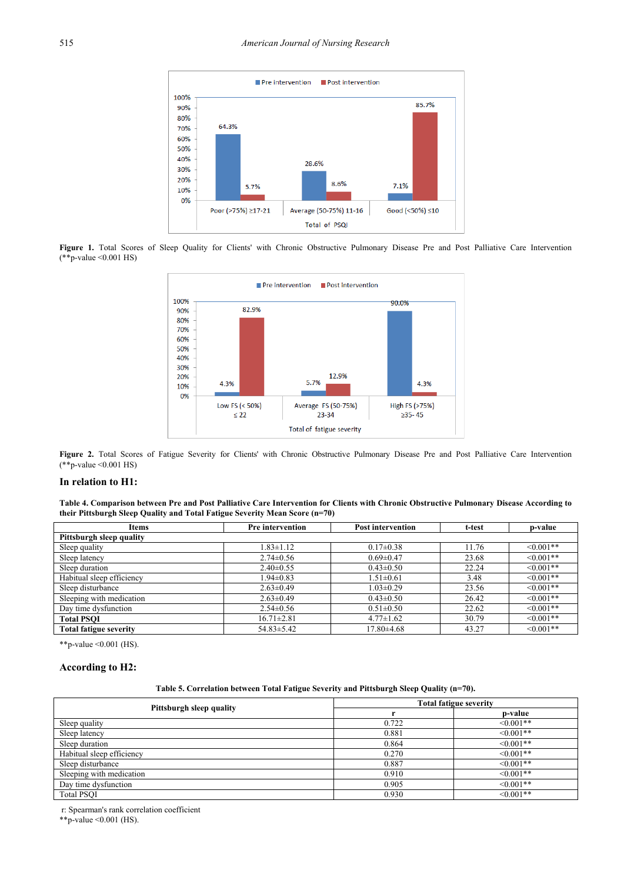**Figure 1.** Total Scores of Sleep Quality for Clients' with Chronic Obstructive Pulmonary Disease Pre and Post Palliative Care Intervention (**p-value <0.001 HS)

**Figure 2.** Total Scores of Fatigue Severity for Clients' with Chronic Obstructive Pulmonary Disease Pre and Post Palliative Care Intervention (**p-value <0.001 HS)

### In relation to H1:

**Table 4. Comparison between Pre and Post Palliative Care Intervention for Clients with Chronic Obstructive Pulmonary Disease According to their Pittsburgh Sleep Quality and Total Fatigue Severity Mean Score (n=70)**

| Items | Pre intervention | Post intervention | t-test | p-value |
|---|---|---|---|---|
| **Pittsburgh sleep quality** | | | | |
| Sleep quality | 1.83±1.12 | 0.17±0.38 | 11.76 | <0.001** |
| Sleep latency | 2.74±0.56 | 0.69±0.47 | 23.68 | <0.001** |
| Sleep duration | 2.40±0.55 | 0.43±0.50 | 22.24 | <0.001** |
| Habitual sleep efficiency | 1.94±0.83 | 1.51±0.61 | 3.48 | <0.001** |
| Sleep disturbance | 2.63±0.49 | 1.03±0.29 | 23.56 | <0.001** |
| Sleeping with medication | 2.63±0.49 | 0.43±0.50 | 26.42 | <0.001** |
| Day time dysfunction | 2.54±0.56 | 0.51±0.50 | 22.62 | <0.001** |
| **Total PSQI** | 16.71±2.81 | 4.77±1.62 | 30.79 | <0.001** |
| **Total fatigue severity** | 54.83±5.42 | 17.80±4.68 | 43.27 | <0.001** |

**p-value <0.001 (HS).

### According to H2:

**Table 5. Correlation between Total Fatigue Severity and Pittsburgh Sleep Quality (n=70).**

| Pittsburgh sleep quality | Total fatigue severity | |
|---|---|---|
| | r | p-value |
| Sleep quality | 0.722 | <0.001** |
| Sleep latency | 0.881 | <0.001** |
| Sleep duration | 0.864 | <0.001** |
| Habitual sleep efficiency | 0.270 | <0.001** |
| Sleep disturbance | 0.887 | <0.001** |
| Sleeping with medication | 0.910 | <0.001** |
| Day time dysfunction | 0.905 | <0.001** |
| Total PSQI | 0.930 | <0.001** |

r: Spearman's rank correlation coefficient
**p-value <0.001 (HS).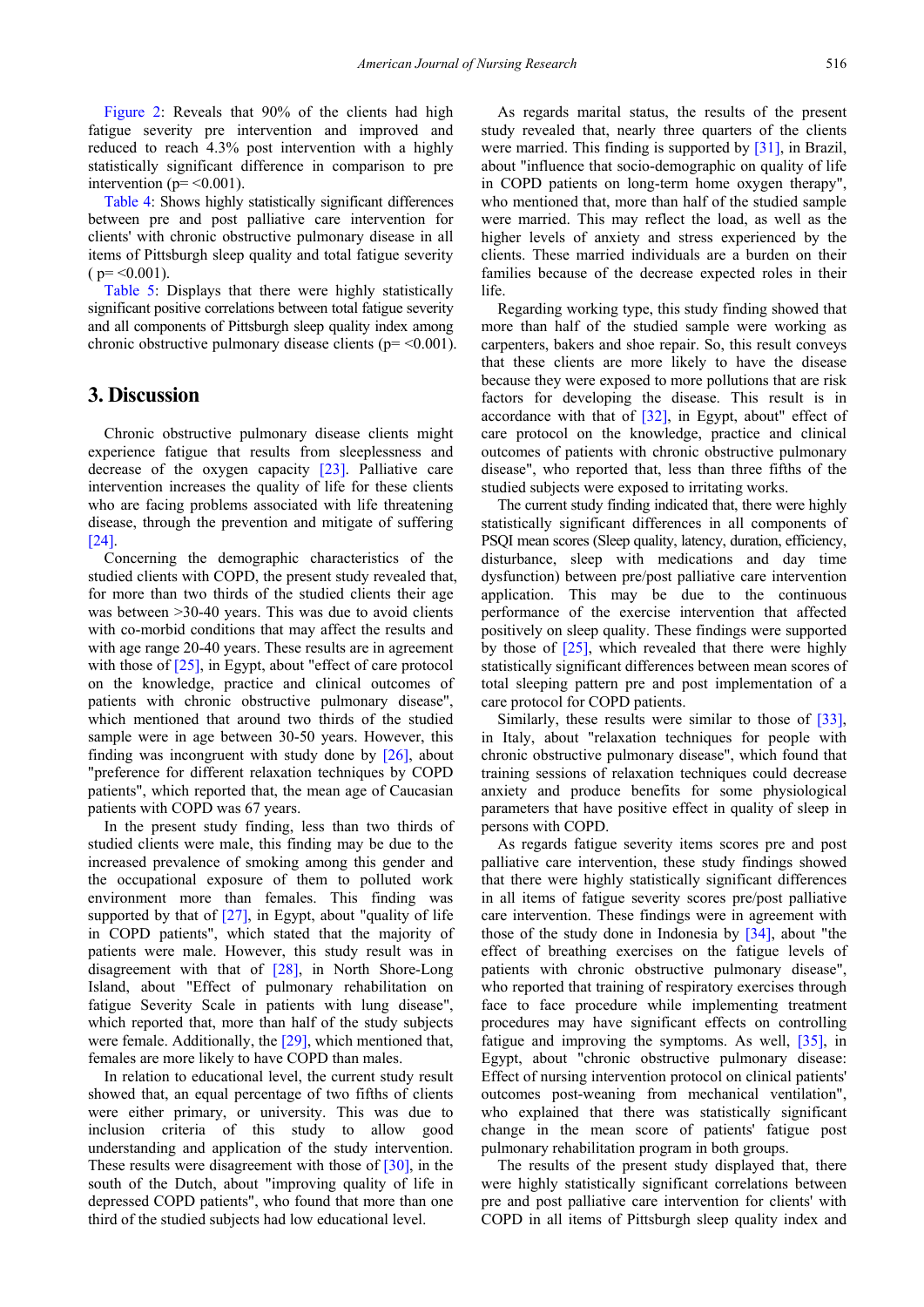Figure 2: Reveals that 90% of the clients had high fatigue severity pre intervention and improved and reduced to reach 4.3% post intervention with a highly statistically significant difference in comparison to pre intervention (p= <0.001).

Table 4: Shows highly statistically significant differences between pre and post palliative care intervention for clients' with chronic obstructive pulmonary disease in all items of Pittsburgh sleep quality and total fatigue severity ( p= <0.001).

Table 5: Displays that there were highly statistically significant positive correlations between total fatigue severity and all components of Pittsburgh sleep quality index among chronic obstructive pulmonary disease clients (p= <0.001).

## 3. Discussion

Chronic obstructive pulmonary disease clients might experience fatigue that results from sleeplessness and decrease of the oxygen capacity [23]. Palliative care intervention increases the quality of life for these clients who are facing problems associated with life threatening disease, through the prevention and mitigate of suffering [24].

Concerning the demographic characteristics of the studied clients with COPD, the present study revealed that, for more than two thirds of the studied clients their age was between >30-40 years. This was due to avoid clients with co-morbid conditions that may affect the results and with age range 20-40 years. These results are in agreement with those of [25], in Egypt, about "effect of care protocol on the knowledge, practice and clinical outcomes of patients with chronic obstructive pulmonary disease", which mentioned that around two thirds of the studied sample were in age between 30-50 years. However, this finding was incongruent with study done by [26], about "preference for different relaxation techniques by COPD patients", which reported that, the mean age of Caucasian patients with COPD was 67 years.

In the present study finding, less than two thirds of studied clients were male, this finding may be due to the increased prevalence of smoking among this gender and the occupational exposure of them to polluted work environment more than females. This finding was supported by that of [27], in Egypt, about "quality of life in COPD patients", which stated that the majority of patients were male. However, this study result was in disagreement with that of [28], in North Shore-Long Island, about "Effect of pulmonary rehabilitation on fatigue Severity Scale in patients with lung disease", which reported that, more than half of the study subjects were female. Additionally, the [29], which mentioned that, females are more likely to have COPD than males.

In relation to educational level, the current study result showed that, an equal percentage of two fifths of clients were either primary, or university. This was due to inclusion criteria of this study to allow good understanding and application of the study intervention. These results were disagreement with those of [30], in the south of the Dutch, about "improving quality of life in depressed COPD patients", who found that more than one third of the studied subjects had low educational level.

As regards marital status, the results of the present study revealed that, nearly three quarters of the clients were married. This finding is supported by [31], in Brazil, about "influence that socio-demographic on quality of life in COPD patients on long-term home oxygen therapy", who mentioned that, more than half of the studied sample were married. This may reflect the load, as well as the higher levels of anxiety and stress experienced by the clients. These married individuals are a burden on their families because of the decrease expected roles in their life.

Regarding working type, this study finding showed that more than half of the studied sample were working as carpenters, bakers and shoe repair. So, this result conveys that these clients are more likely to have the disease because they were exposed to more pollutions that are risk factors for developing the disease. This result is in accordance with that of [32], in Egypt, about" effect of care protocol on the knowledge, practice and clinical outcomes of patients with chronic obstructive pulmonary disease", who reported that, less than three fifths of the studied subjects were exposed to irritating works.

The current study finding indicated that, there were highly statistically significant differences in all components of PSQI mean scores (Sleep quality, latency, duration, efficiency, disturbance, sleep with medications and day time dysfunction) between pre/post palliative care intervention application. This may be due to the continuous performance of the exercise intervention that affected positively on sleep quality. These findings were supported by those of [25], which revealed that there were highly statistically significant differences between mean scores of total sleeping pattern pre and post implementation of a care protocol for COPD patients.

Similarly, these results were similar to those of [33], in Italy, about "relaxation techniques for people with chronic obstructive pulmonary disease", which found that training sessions of relaxation techniques could decrease anxiety and produce benefits for some physiological parameters that have positive effect in quality of sleep in persons with COPD.

As regards fatigue severity items scores pre and post palliative care intervention, these study findings showed that there were highly statistically significant differences in all items of fatigue severity scores pre/post palliative care intervention. These findings were in agreement with those of the study done in Indonesia by [34], about "the effect of breathing exercises on the fatigue levels of patients with chronic obstructive pulmonary disease", who reported that training of respiratory exercises through face to face procedure while implementing treatment procedures may have significant effects on controlling fatigue and improving the symptoms. As well, [35], in Egypt, about "chronic obstructive pulmonary disease: Effect of nursing intervention protocol on clinical patients' outcomes post-weaning from mechanical ventilation", who explained that there was statistically significant change in the mean score of patients' fatigue post pulmonary rehabilitation program in both groups.

The results of the present study displayed that, there were highly statistically significant correlations between pre and post palliative care intervention for clients' with COPD in all items of Pittsburgh sleep quality index and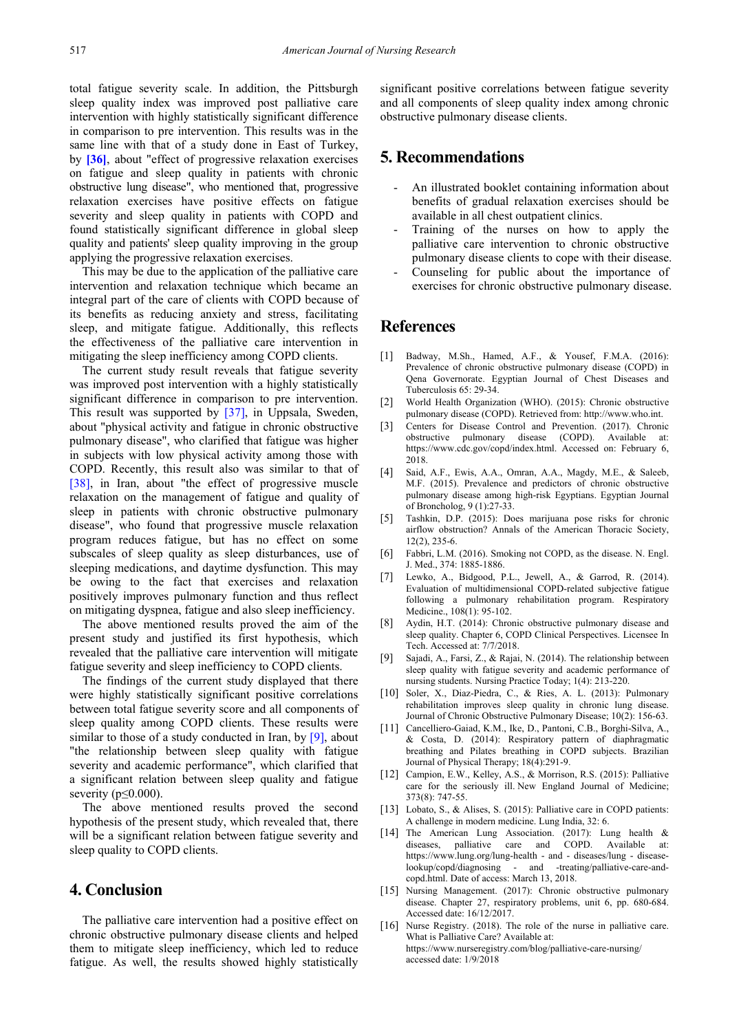total fatigue severity scale. In addition, the Pittsburgh sleep quality index was improved post palliative care intervention with highly statistically significant difference in comparison to pre intervention. This results was in the same line with that of a study done in East of Turkey, by **[36]**, about "effect of progressive relaxation exercises on fatigue and sleep quality in patients with chronic obstructive lung disease", who mentioned that, progressive relaxation exercises have positive effects on fatigue severity and sleep quality in patients with COPD and found statistically significant difference in global sleep quality and patients' sleep quality improving in the group applying the progressive relaxation exercises.

This may be due to the application of the palliative care intervention and relaxation technique which became an integral part of the care of clients with COPD because of its benefits as reducing anxiety and stress, facilitating sleep, and mitigate fatigue. Additionally, this reflects the effectiveness of the palliative care intervention in mitigating the sleep inefficiency among COPD clients.

The current study result reveals that fatigue severity was improved post intervention with a highly statistically significant difference in comparison to pre intervention. This result was supported by [37], in Uppsala, Sweden, about "physical activity and fatigue in chronic obstructive pulmonary disease", who clarified that fatigue was higher in subjects with low physical activity among those with COPD. Recently, this result also was similar to that of [38], in Iran, about "the effect of progressive muscle relaxation on the management of fatigue and quality of sleep in patients with chronic obstructive pulmonary disease", who found that progressive muscle relaxation program reduces fatigue, but has no effect on some subscales of sleep quality as sleep disturbances, use of sleeping medications, and daytime dysfunction. This may be owing to the fact that exercises and relaxation positively improves pulmonary function and thus reflect on mitigating dyspnea, fatigue and also sleep inefficiency.

The above mentioned results proved the aim of the present study and justified its first hypothesis, which revealed that the palliative care intervention will mitigate fatigue severity and sleep inefficiency to COPD clients.

The findings of the current study displayed that there were highly statistically significant positive correlations between total fatigue severity score and all components of sleep quality among COPD clients. These results were similar to those of a study conducted in Iran, by [9], about "the relationship between sleep quality with fatigue severity and academic performance", which clarified that a significant relation between sleep quality and fatigue severity ($p \leq 0.000$).

The above mentioned results proved the second hypothesis of the present study, which revealed that, there will be a significant relation between fatigue severity and sleep quality to COPD clients.

## 4. Conclusion

The palliative care intervention had a positive effect on chronic obstructive pulmonary disease clients and helped them to mitigate sleep inefficiency, which led to reduce fatigue. As well, the results showed highly statistically significant positive correlations between fatigue severity and all components of sleep quality index among chronic obstructive pulmonary disease clients.

## 5. Recommendations

- An illustrated booklet containing information about benefits of gradual relaxation exercises should be available in all chest outpatient clinics.
- Training of the nurses on how to apply the palliative care intervention to chronic obstructive pulmonary disease clients to cope with their disease.
- Counseling for public about the importance of exercises for chronic obstructive pulmonary disease.

## References

[1] Badway, M.Sh., Hamed, A.F., & Yousef, F.M.A. (2016): Prevalence of chronic obstructive pulmonary disease (COPD) in Qena Governorate. Egyptian Journal of Chest Diseases and Tuberculosis 65: 29-34.

[2] World Health Organization (WHO). (2015): Chronic obstructive pulmonary disease (COPD). Retrieved from: http://www.who.int.

[3] Centers for Disease Control and Prevention. (2017). Chronic obstructive pulmonary disease (COPD). Available at: https://www.cdc.gov/copd/index.html. Accessed on: February 6, 2018.

[4] Said, A.F., Ewis, A.A., Omran, A.A., Magdy, M.E., & Saleeb, M.F. (2015). Prevalence and predictors of chronic obstructive pulmonary disease among high-risk Egyptians. Egyptian Journal of Bronchcolog, 9 (1):27-33.

[5] Tashkin, D.P. (2015): Does marijuana pose risks for chronic airflow obstruction? Annals of the American Thoracic Society, 12(2), 235-6.

[6] Fabbri, L.M. (2016). Smoking not COPD, as the disease. N. Engl. J. Med., 374: 1885-1886.

[7] Lewko, A., Bidgood, P.L., Jewell, A., & Garrod, R. (2014). Evaluation of multidimensional COPD-related subjective fatigue following a pulmonary rehabilitation program. Respiratory Medicine., 108(1): 95-102.

[8] Aydin, H.T. (2014): Chronic obstructive pulmonary disease and sleep quality. Chapter 6, COPD Clinical Perspectives. Licensee In Tech. Accessed at: 7/7/2018.

[9] Sajadi, A., Farsi, Z., & Rajai, N. (2014). The relationship between sleep quality with fatigue severity and academic performance of nursing students. Nursing Practice Today; 1(4): 213-220.

[10] Soler, X., Diaz-Piedra, C., & Ries, A. L. (2013): Pulmonary rehabilitation improves sleep quality in chronic lung disease. Journal of Chronic Obstructive Pulmonary Disease; 10(2): 156-63.

[11] Cancelliero-Gaiad, K.M., Ike, D., Pantoni, C.B., Borghi-Silva, A., & Costa, D. (2014): Respiratory pattern of diaphragmatic breathing and Pilates breathing in COPD subjects. Brazilian Journal of Physical Therapy; 18(4):291-9.

[12] Campion, E.W., Kelley, A.S., & Morrison, R.S. (2015): Palliative care for the seriously ill. New England Journal of Medicine; 373(8): 747-55.

[13] Lobato, S., & Alises, S. (2015): Palliative care in COPD patients: A challenge in modern medicine. Lung India, 32: 6.

[14] The American Lung Association. (2017): Lung health & diseases, palliative care and COPD. Available at: https://www.lung.org/lung-health - and - diseases/lung - disease-lookup/copd/diagnosing - and -treating/palliative-care-and-copd.html. Date of access: March 13, 2018.

[15] Nursing Management. (2017): Chronic obstructive pulmonary disease. Chapter 27, respiratory problems, unit 6, pp. 680-684. Accessed date: 16/12/2017.

[16] Nurse Registry. (2018). The role of the nurse in palliative care. What is Palliative Care? Available at: https://www.nurseregistry.com/blog/palliative-care-nursing/ accessed date: 1/9/2018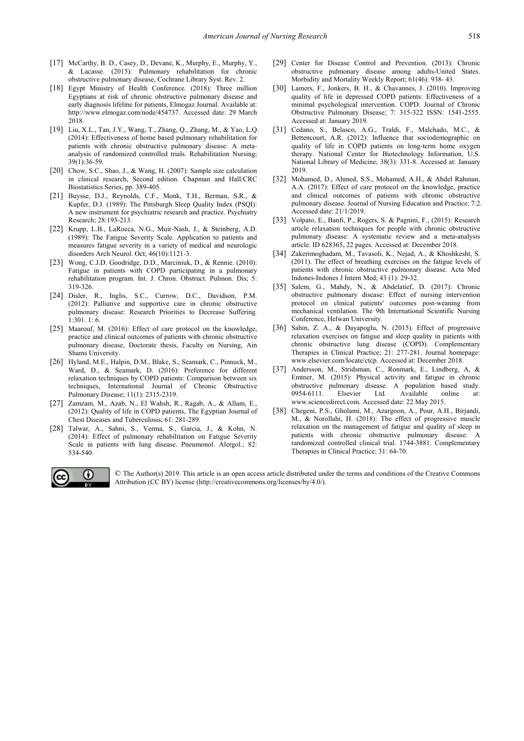[17] McCarthy, B. D., Casey, D., Devane, K., Murphy, E., Murphy, Y., & Lacasse. (2015): Pulmonary rehabilitation for chronic obstructive pulmonary disease, Cochrane Library Syst. Rev. 2.

[18] Egypt Ministry of Health Conference. (2018): Three million Egyptians at risk of chronic obstructive pulmonary disease and early diagnosis lifeline for patients, Elmogaz Journal. Available at: http://www.elmogaz.com/node/454737. Accessed date: 29 March 2018.

[19] Liu, X.L., Tan, J.Y., Wang, T., Zhang, Q., Zhang, M., & Yao, L.Q. (2014): Effectiveness of home based pulmonary rehabilitation for patients with chronic obstructive pulmonary disease: A meta-analysis of randomized controlled trials. Rehabilitation Nursing; 39(1):36-59.

[20] Chow, S.C., Shao, J., & Wang, H. (2007): Sample size calculation in clinical research, Second edition. Chapman and Hall/CRC Biostatistics Series, pp. 389-405.

[21] Buysse, D.J., Reynolds, C.F., Monk, T.H., Berman, S.R., & Kupfer, D.J. (1989): The Pittsburgh Sleep Quality Index (PSQI): A new instrument for psychiatric research and practice. Psychiatry Research; 28:193-213.

[22] Krupp, L.B., LaRocca, N.G., Muir-Nash, J., & Steinberg, A.D. (1989): The Fatigue Severity Scale. Application to patients and measures fatigue severity in a variety of medical and neurologic disorders Arch Neurol. Oct; 46(10):1121-3.

[23] Wong, C.J.D. Goodridge, D.D., Marciniuk, D., & Rennie. (2010): Fatigue in patients with COPD participating in a pulmonary rehabilitation program. Int. J. Chron. Obstruct. Pulmon. Dis; 5: 319-326.

[24] Disler, R., Inglis, S.C., Currow, D.C., Davidson, P.M. (2012): Palliative and supportive care in chronic obstructive pulmonary disease: Research Priorities to Decrease Suffering. 1:301. 1: 6.

[25] Maarouf, M. (2016): Effect of care protocol on the knowledge, practice and clinical outcomes of patients with chronic obstructive pulmonary disease, Doctorate thesis, Faculty on Nursing, Ain Shams University.

[26] Hyland, M.E., Halpin, D.M., Blake, S., Seamark, C., Pinnuck, M., Ward, D., & Seamark, D. (2016): Preference for different relaxation techniques by COPD patients: Comparison between six techniques, International Journal of Chronic Obstructive Pulmonary Disease; 11(1): 2315-2319.

[27] Zamzam, M., Azab, N., El Wahsh, R., Ragab, A., & Allam, E., (2012): Quality of life in COPD patients, The Egyptian Journal of Chest Diseases and Tuberculosis; 61: 281-289.

[28] Talwar, A., Sahni, S., Verma, S., Garcia, J., & Kohn, N. (2014): Effect of pulmonary rehabilitation on Fatigue Severity Scale in patients with lung disease. Pneumonol. Alergol.; 82: 534-540.

[29] Center for Disease Control and Prevention. (2013): Chronic obstructive pulmonary disease among adults-United States. Morbidity and Mortality Weekly Report; 61(46): 938- 43.

[30] Lamers, F., Jonkers, B. H., & Chavannes, J. (2010). Improving quality of life in depressed COPD patients: Effectiveness of a minimal psychological intervention. COPD: Journal of Chronic Obstructive Pulmonary Disease; 7: 315-322 ISSN: 1541-2555. Accessed at: January 2019.

[31] Cedano, S., Belasco, A.G., Traldi, F., Malchado, M.C., & Bettencourt, A.R. (2012): Influence that sociodemographic on quality of life in COPD patients on long-term home oxygen therapy. National Center for Biotechnology Information, U.S. National Library of Medicine; 38(3): 331-8. Accessed at: January 2019.

[32] Mohamed, D., Ahmed, S.S., Mohamed, A.H., & Abdel Rahman, A.A. (2017): Effect of care protocol on the knowledge, practice and clinical outcomes of patients with chronic obstructive pulmonary disease. Journal of Nursing Education and Practice; 7:2. Accessed date: 21/1/2019.

[33] Volpato, E., Banfi, P., Rogers, S. & Pagnini, F., (2015): Research article relaxation techniques for people with chronic obstructive pulmonary disease: A systematic review and a meta-analysis article. ID 628365, 22 pages. Accessed at: December 2018.

[34] Zakerimoghadam, M., Tavasoli, K., Nejad, A., & Khoshkesht, S. (2011). The effect of breathing exercises on the fatigue levels of patients with chronic obstructive pulmonary disease. Acta Med Indones-Indones J Intern Med; 43 (1): 29-32.

[35] Salem, G., Mahdy, N., & Abdelatief, D. (2017): Chronic obstructive pulmonary disease: Effect of nursing intervention protocol on clinical patients' outcomes post-weaning from mechanical ventilation. The 9th International Scientific Nursing Conference, Helwan University.

[36] Sahin, Z. A., & Dayapoglu, N. (2015). Effect of progressive relaxation exercises on fatigue and sleep quality in patients with chronic obstructive lung disease (COPD). Complementary Therapies in Clinical Practice; 21: 277-281. Journal homepage: www.elsevier.com/locate/ctcp. Accessed at: December 2018.

[37] Andersson, M., Stridsman, C., Ronmark, E., Lindberg, A, & Emtner, M. (2015): Physical activity and fatigue in chronic obstructive pulmonary disease. A population based study. 0954-6111. Elsevier Ltd. Available online at: www.sciencedirect.com. Accessed date: 22 May 2015.

[38] Chegeni, P.S., Gholami, M., Azargoon, A., Pour, A.H., Birjandi, M., & Norollahi, H. (2018): The effect of progressive muscle relaxation on the management of fatigue and quality of sleep in patients with chronic obstructive pulmonary disease: A randomized controlled clinical trial. 1744-3881. Complementary Therapies in Clinical Practice; 31: 64-70.

© The Author(s) 2019. This article is an open access article distributed under the terms and conditions of the Creative Commons Attribution (CC BY) license (http://creativecommons.org/licenses/by/4.0/).